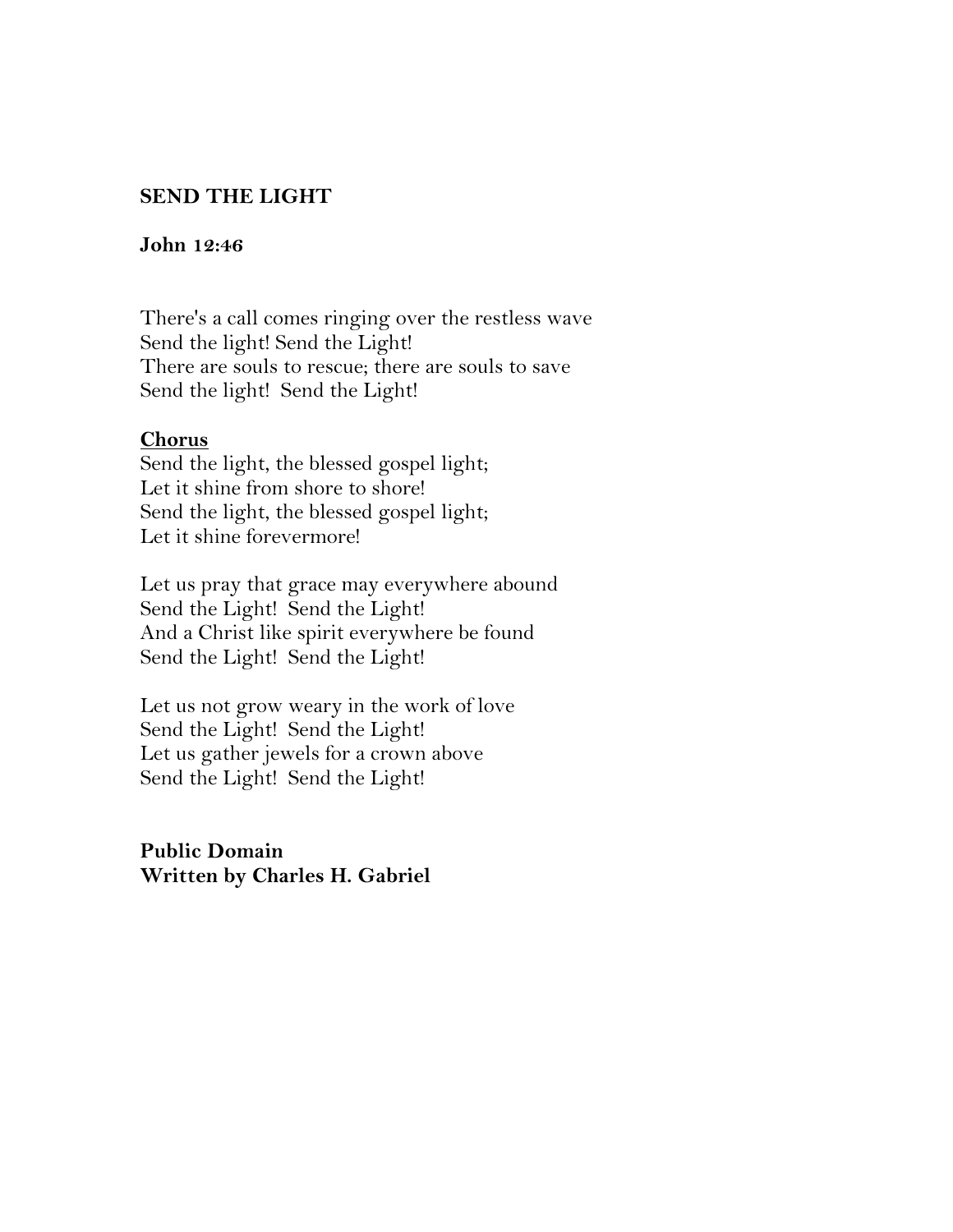**SEND THE LIGHT**

**John 12:46**

There's a call comes ringing over the restless wave
Send the light! Send the Light!
There are souls to rescue; there are souls to save
Send the light! Send the Light!

**Chorus**
Send the light, the blessed gospel light;
Let it shine from shore to shore!
Send the light, the blessed gospel light;
Let it shine forevermore!

Let us pray that grace may everywhere abound
Send the Light! Send the Light!
And a Christ like spirit everywhere be found
Send the Light! Send the Light!

Let us not grow weary in the work of love
Send the Light! Send the Light!
Let us gather jewels for a crown above
Send the Light! Send the Light!

**Public Domain**
**Written by Charles H. Gabriel**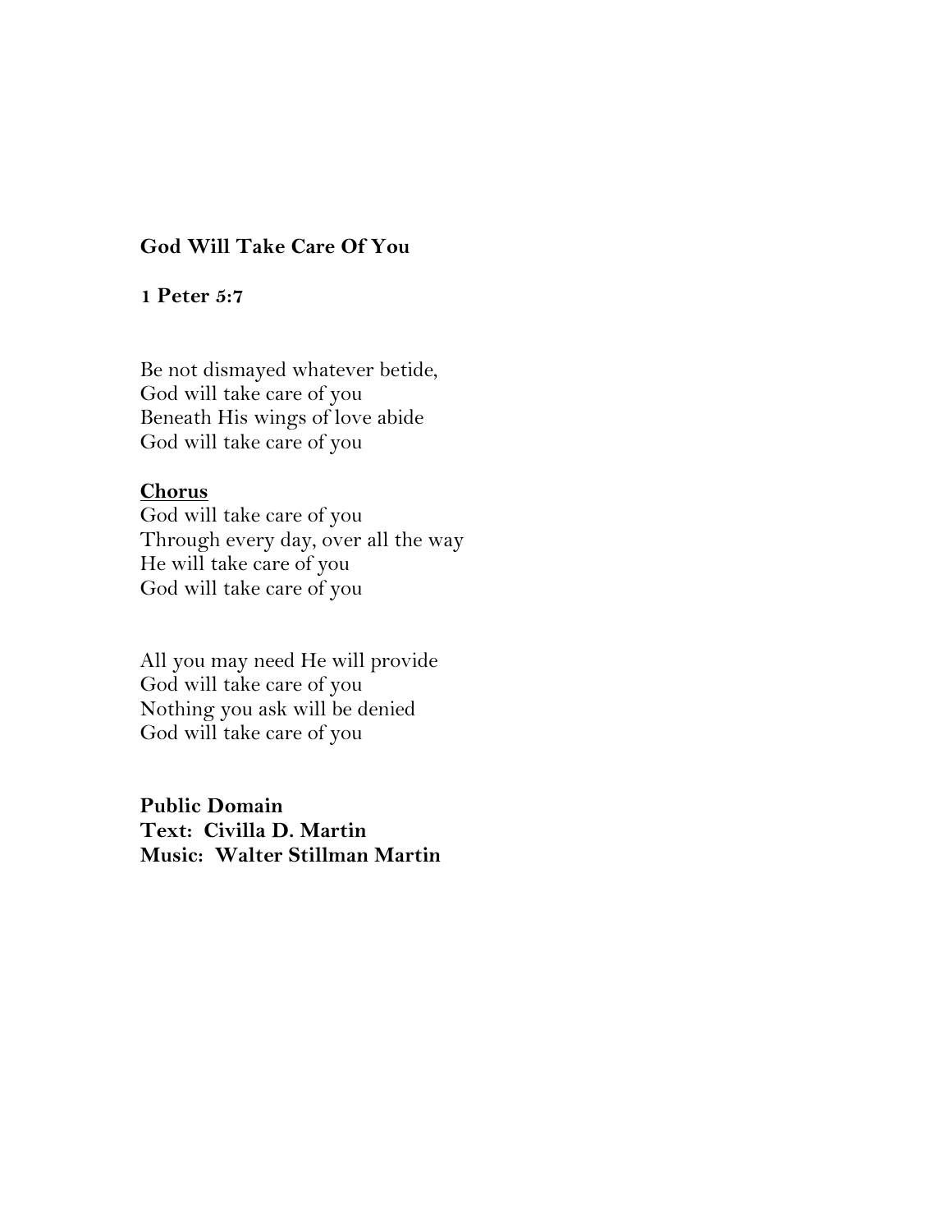**God Will Take Care Of You**

**1 Peter 5:7**

Be not dismayed whatever betide,
God will take care of you
Beneath His wings of love abide
God will take care of you

**Chorus**
God will take care of you
Through every day, over all the way
He will take care of you
God will take care of you

All you may need He will provide
God will take care of you
Nothing you ask will be denied
God will take care of you

**Public Domain**
**Text: Civilla D. Martin**
**Music: Walter Stillman Martin**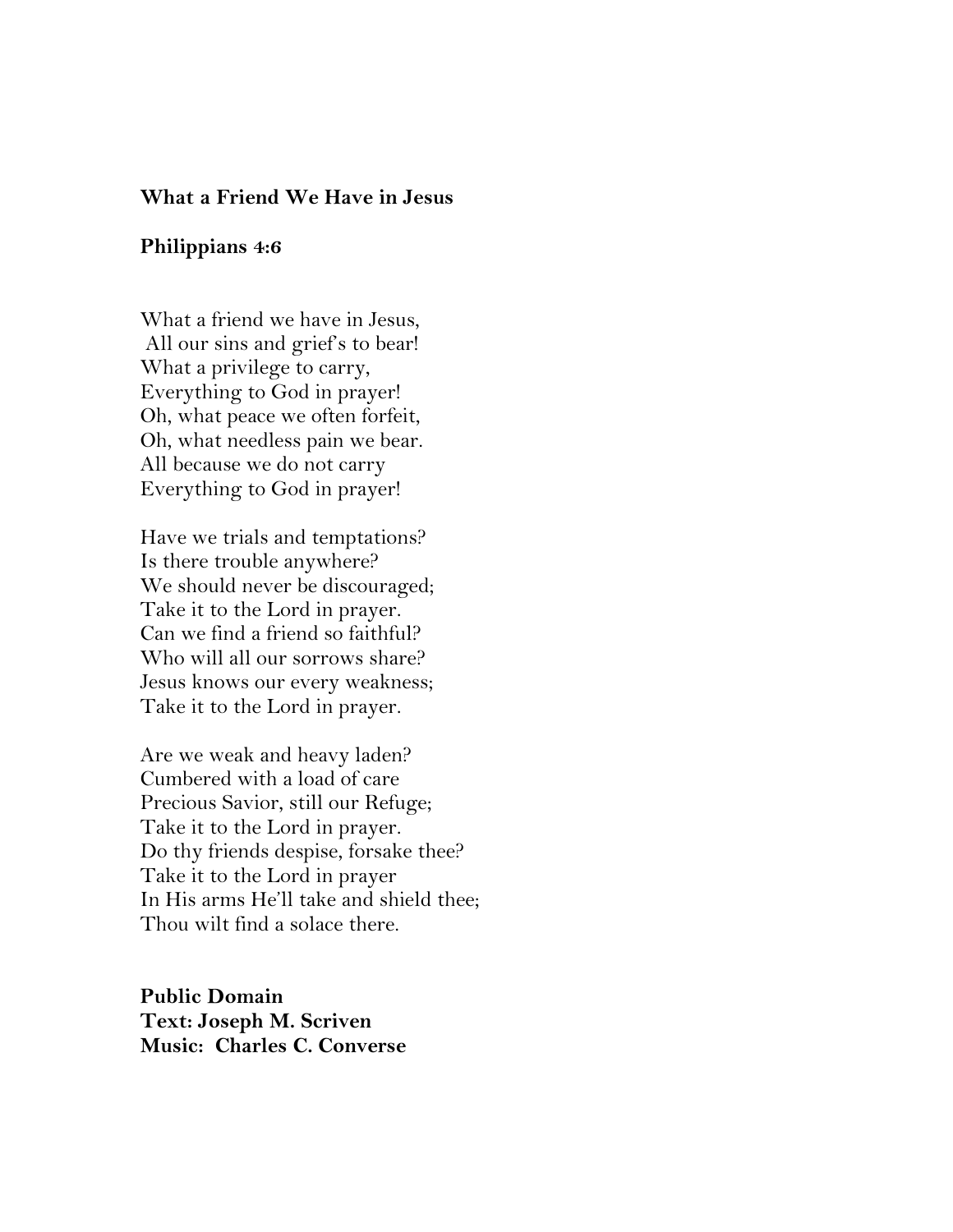**What a Friend We Have in Jesus**

**Philippians 4:6**

What a friend we have in Jesus,
All our sins and grief's to bear!
What a privilege to carry,
Everything to God in prayer!
Oh, what peace we often forfeit,
Oh, what needless pain we bear.
All because we do not carry
Everything to God in prayer!

Have we trials and temptations?
Is there trouble anywhere?
We should never be discouraged;
Take it to the Lord in prayer.
Can we find a friend so faithful?
Who will all our sorrows share?
Jesus knows our every weakness;
Take it to the Lord in prayer.

Are we weak and heavy laden?
Cumbered with a load of care
Precious Savior, still our Refuge;
Take it to the Lord in prayer.
Do thy friends despise, forsake thee?
Take it to the Lord in prayer
In His arms He'll take and shield thee;
Thou wilt find a solace there.

**Public Domain**
**Text: Joseph M. Scriven**
**Music: Charles C. Converse**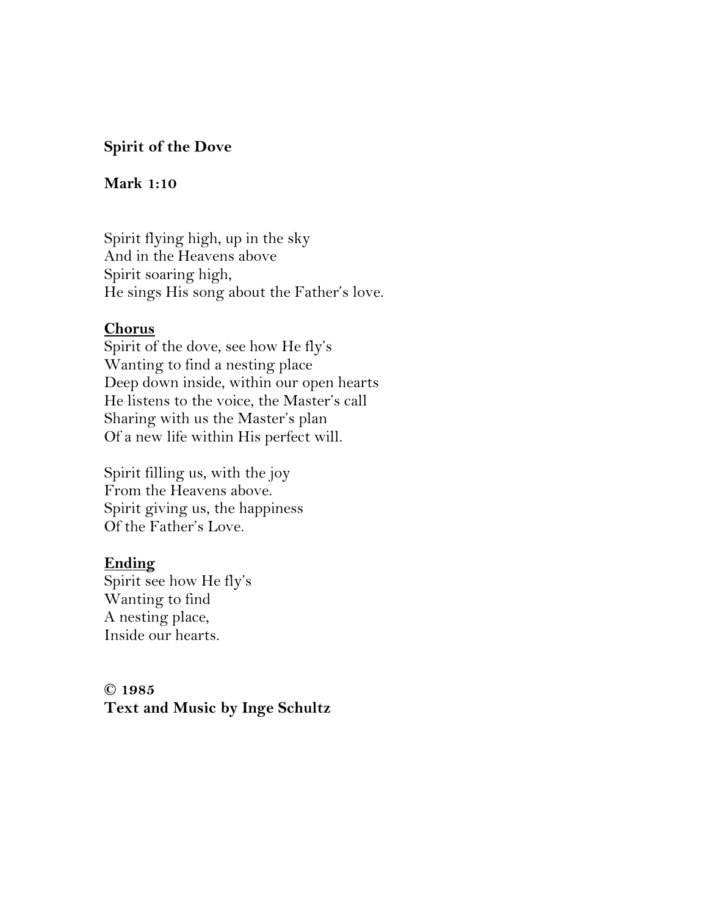**Spirit of the Dove**

**Mark 1:10**

Spirit flying high, up in the sky
And in the Heavens above
Spirit soaring high,
He sings His song about the Father's love.

**Chorus**
Spirit of the dove, see how He fly's
Wanting to find a nesting place
Deep down inside, within our open hearts
He listens to the voice, the Master's call
Sharing with us the Master's plan
Of a new life within His perfect will.

Spirit filling us, with the joy
From the Heavens above.
Spirit giving us, the happiness
Of the Father's Love.

**Ending**
Spirit see how He fly's
Wanting to find
A nesting place,
Inside our hearts.

**© 1985**
**Text and Music by Inge Schultz**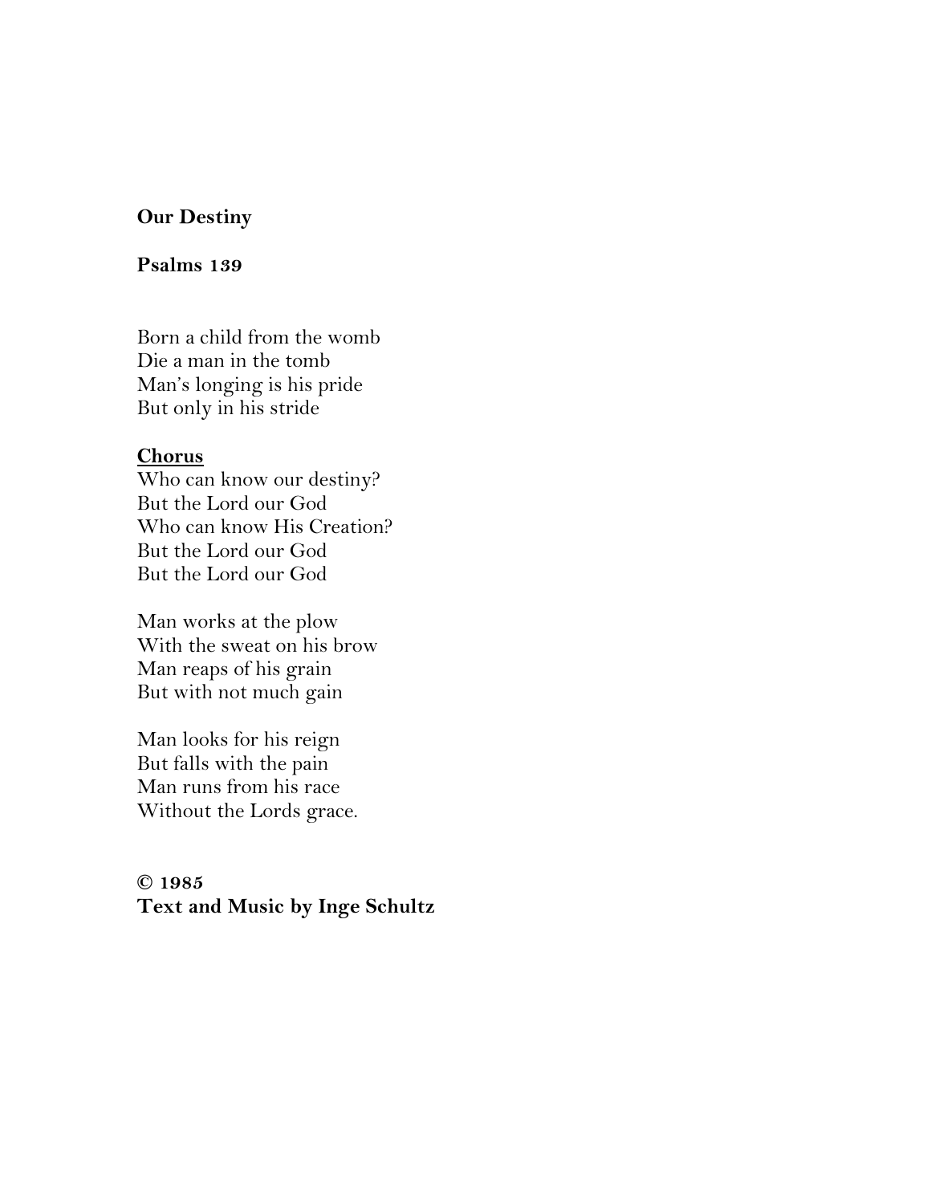**Our Destiny**

**Psalms 139**

Born a child from the womb
Die a man in the tomb
Man's longing is his pride
But only in his stride

**<u>Chorus</u>**
Who can know our destiny?
But the Lord our God
Who can know His Creation?
But the Lord our God
But the Lord our God

Man works at the plow
With the sweat on his brow
Man reaps of his grain
But with not much gain

Man looks for his reign
But falls with the pain
Man runs from his race
Without the Lords grace.

**© 1985**
**Text and Music by Inge Schultz**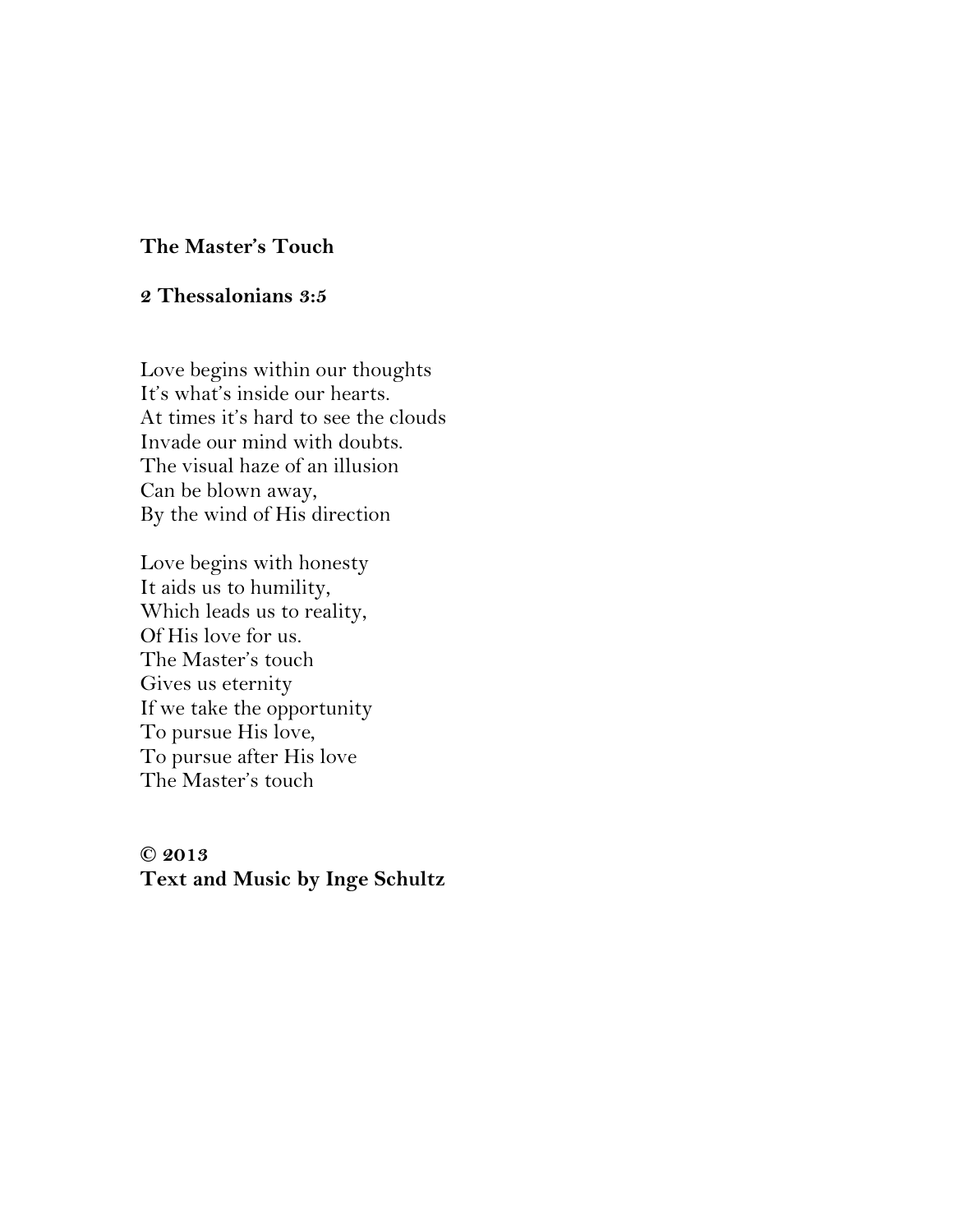**The Master's Touch**

**2 Thessalonians 3:5**

Love begins within our thoughts  
It's what's inside our hearts.  
At times it's hard to see the clouds  
Invade our mind with doubts.  
The visual haze of an illusion  
Can be blown away,  
By the wind of His direction

Love begins with honesty  
It aids us to humility,  
Which leads us to reality,  
Of His love for us.  
The Master's touch  
Gives us eternity  
If we take the opportunity  
To pursue His love,  
To pursue after His love  
The Master's touch

**© 2013**  
**Text and Music by Inge Schultz**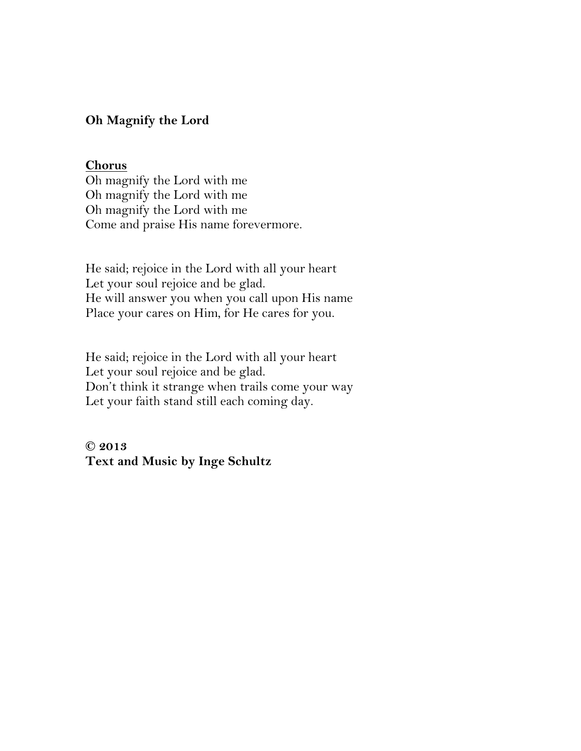**Oh Magnify the Lord**

**Chorus**

Oh magnify the Lord with me
Oh magnify the Lord with me
Oh magnify the Lord with me
Come and praise His name forevermore.

He said; rejoice in the Lord with all your heart
Let your soul rejoice and be glad.
He will answer you when you call upon His name
Place your cares on Him, for He cares for you.

He said; rejoice in the Lord with all your heart
Let your soul rejoice and be glad.
Don't think it strange when trails come your way
Let your faith stand still each coming day.

**© 2013**
**Text and Music by Inge Schultz**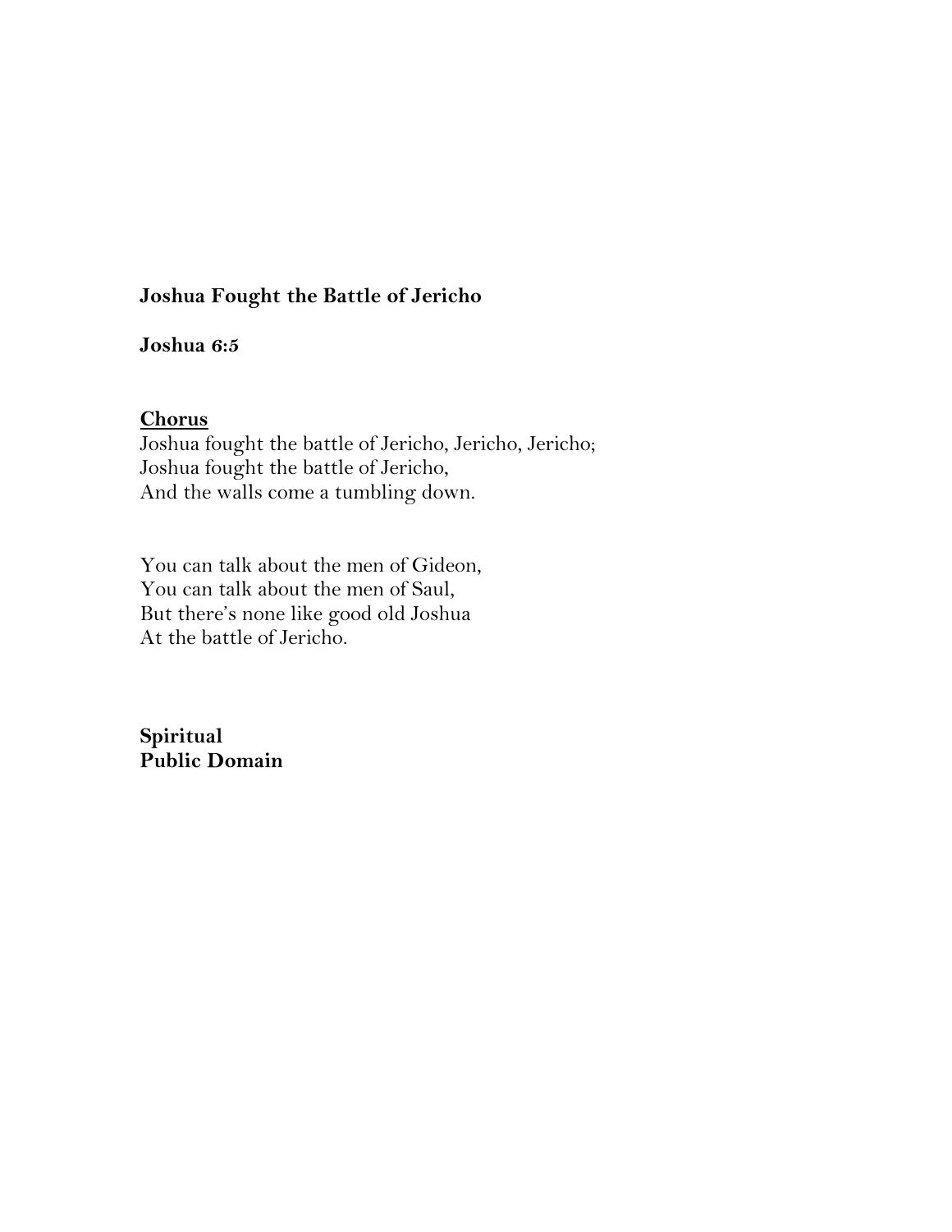**Joshua Fought the Battle of Jericho**

**Joshua 6:5**

**Chorus**

Joshua fought the battle of Jericho, Jericho, Jericho;
Joshua fought the battle of Jericho,
And the walls come a tumbling down.

You can talk about the men of Gideon,
You can talk about the men of Saul,
But there's none like good old Joshua
At the battle of Jericho.

**Spiritual**
**Public Domain**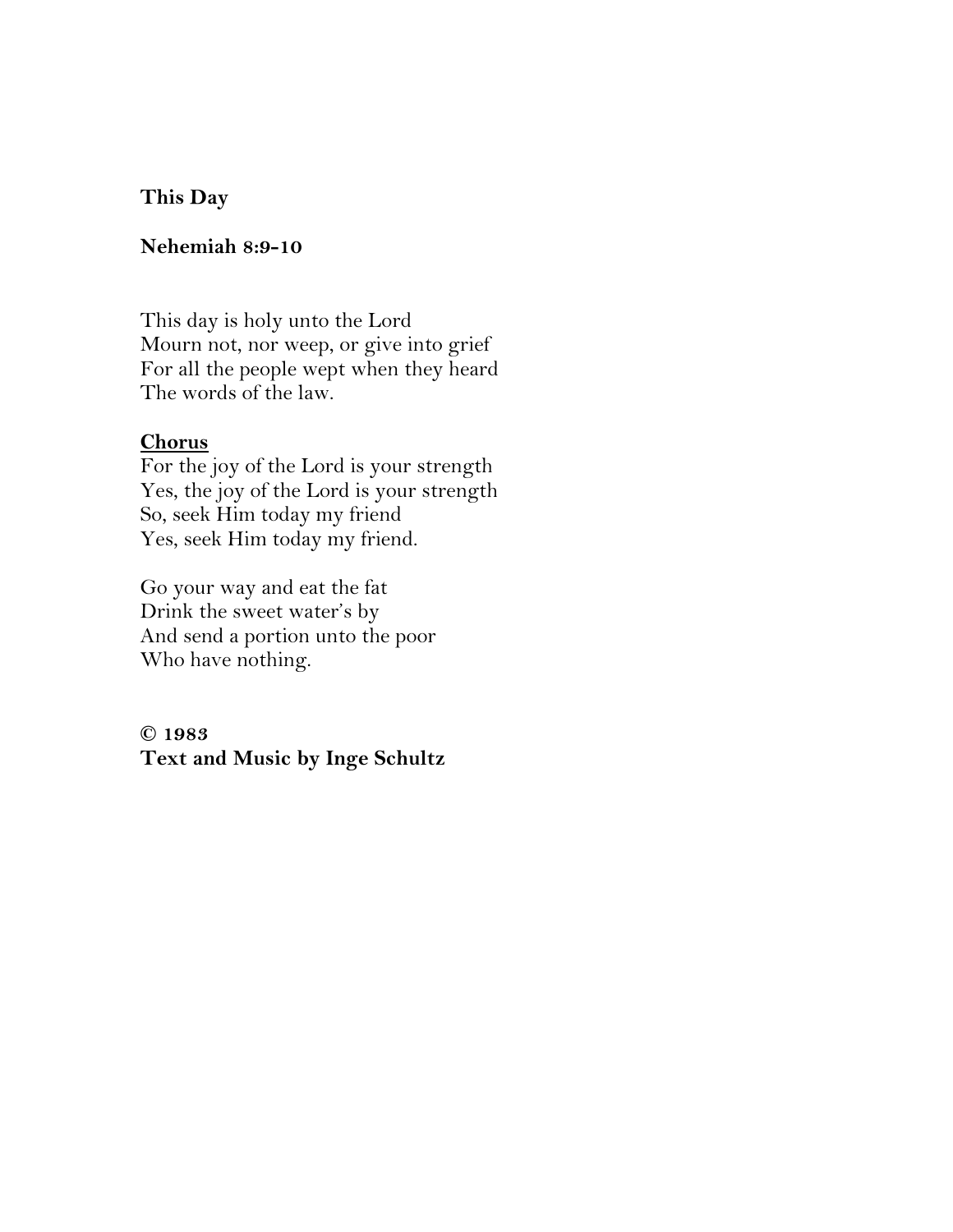**This Day**

**Nehemiah 8:9-10**

This day is holy unto the Lord  
Mourn not, nor weep, or give into grief  
For all the people wept when they heard  
The words of the law.

**<u>Chorus</u>**  
For the joy of the Lord is your strength  
Yes, the joy of the Lord is your strength  
So, seek Him today my friend  
Yes, seek Him today my friend.

Go your way and eat the fat  
Drink the sweet water's by  
And send a portion unto the poor  
Who have nothing.

**© 1983**  
**Text and Music by Inge Schultz**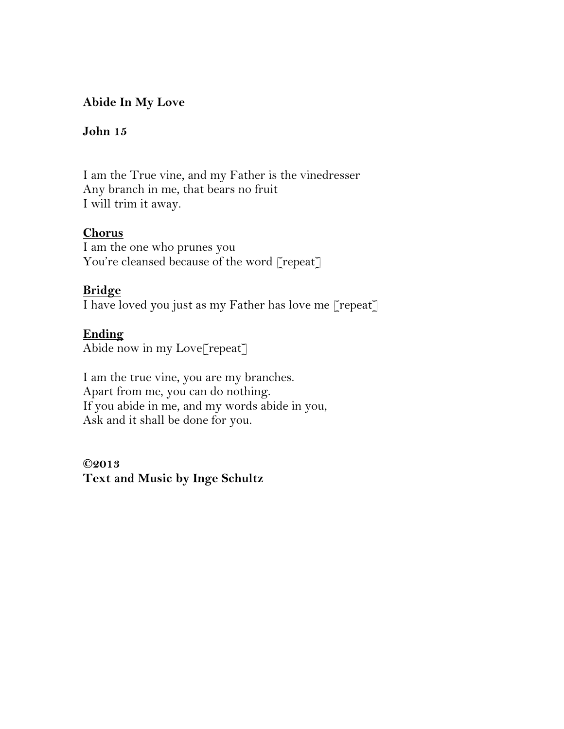**Abide In My Love**

**John 15**

I am the True vine, and my Father is the vinedresser
Any branch in me, that bears no fruit
I will trim it away.

**Chorus**
I am the one who prunes you
You're cleansed because of the word [repeat]

**Bridge**
I have loved you just as my Father has love me [repeat]

**Ending**
Abide now in my Love[repeat]

I am the true vine, you are my branches.
Apart from me, you can do nothing.
If you abide in me, and my words abide in you,
Ask and it shall be done for you.

**©2013**
**Text and Music by Inge Schultz**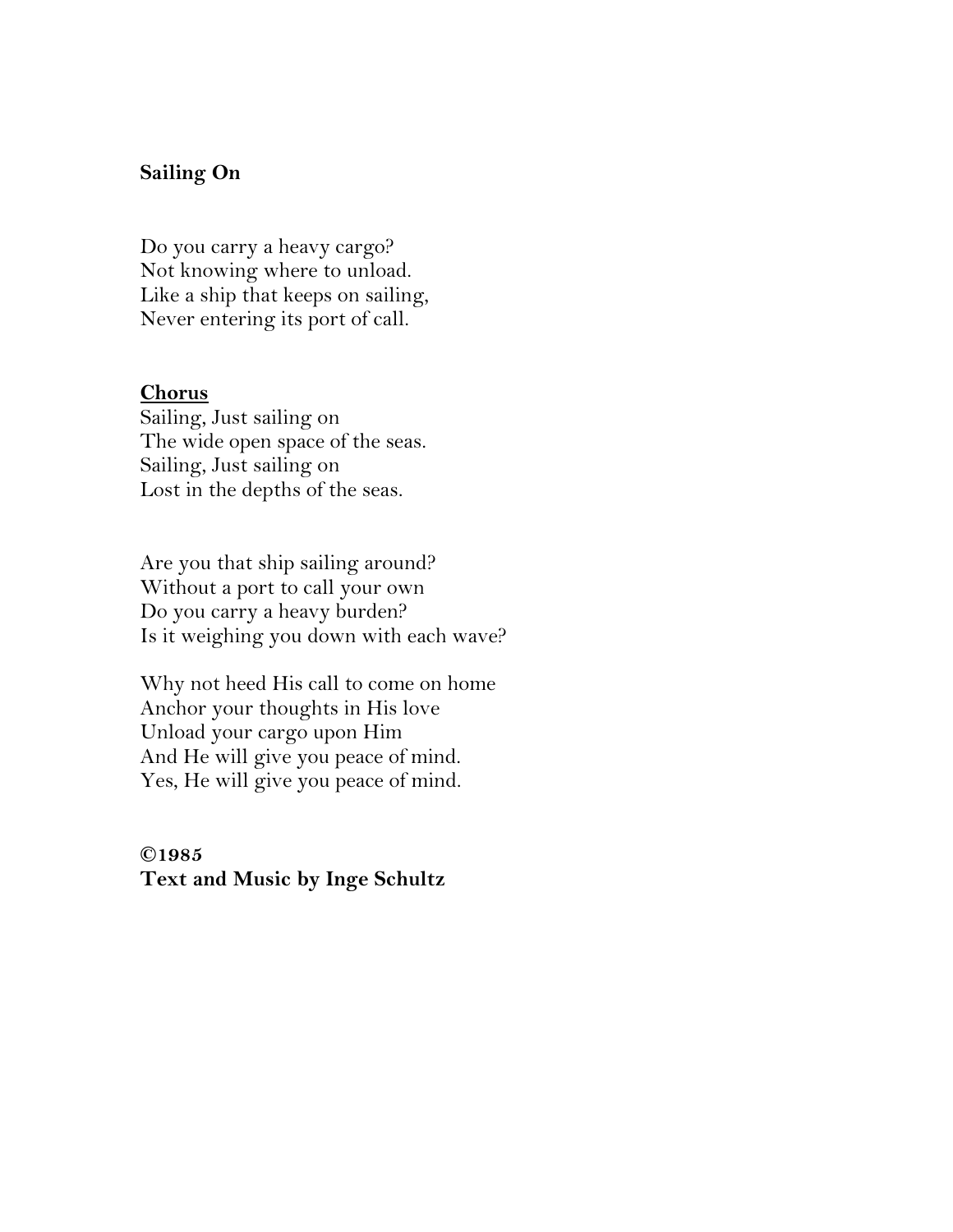**Sailing On**

Do you carry a heavy cargo?
Not knowing where to unload.
Like a ship that keeps on sailing,
Never entering its port of call.

**Chorus**
Sailing, Just sailing on
The wide open space of the seas.
Sailing, Just sailing on
Lost in the depths of the seas.

Are you that ship sailing around?
Without a port to call your own
Do you carry a heavy burden?
Is it weighing you down with each wave?

Why not heed His call to come on home
Anchor your thoughts in His love
Unload your cargo upon Him
And He will give you peace of mind.
Yes, He will give you peace of mind.

**©1985**
**Text and Music by Inge Schultz**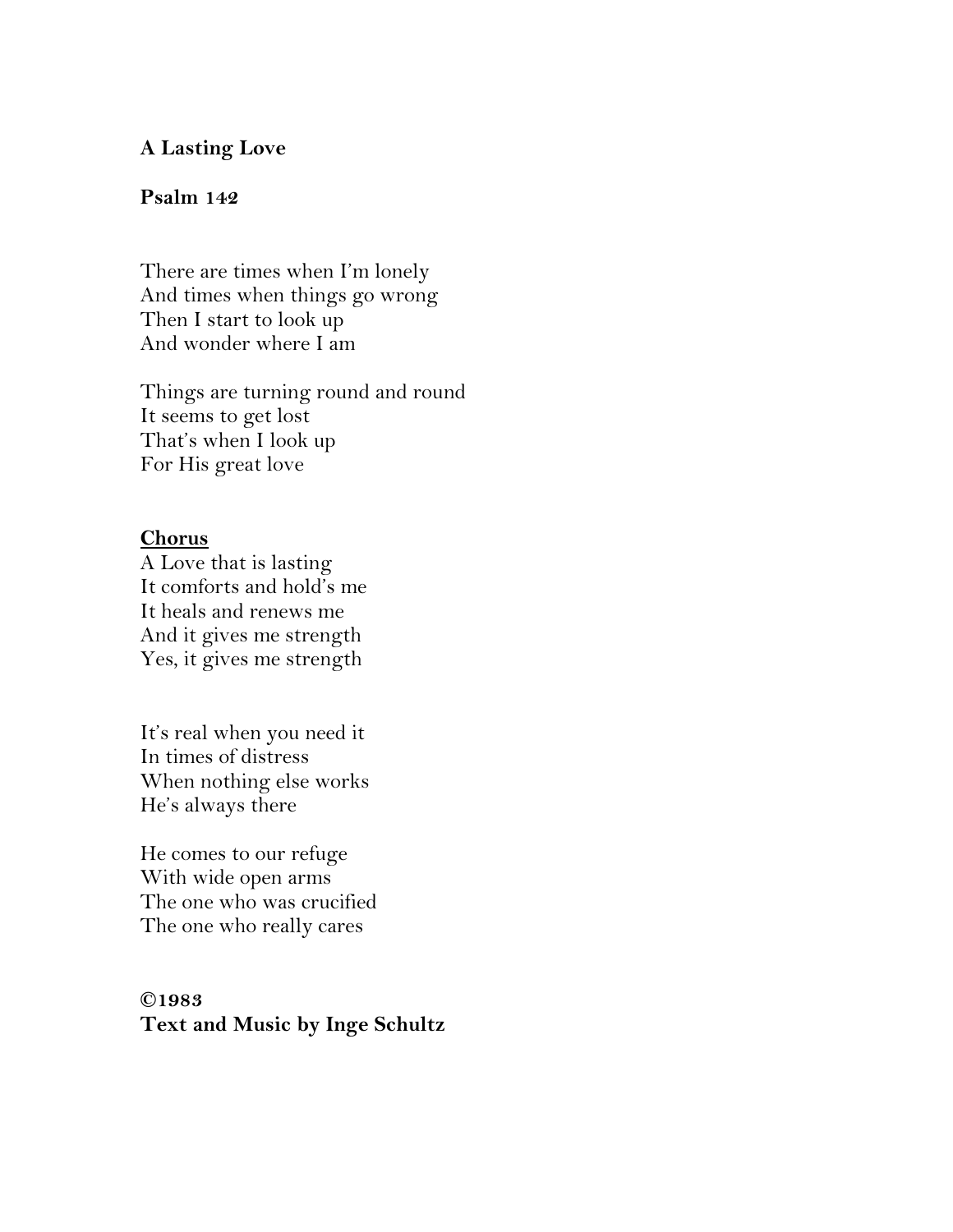**A Lasting Love**

**Psalm 142**

There are times when I'm lonely  
And times when things go wrong  
Then I start to look up  
And wonder where I am

Things are turning round and round  
It seems to get lost  
That's when I look up  
For His great love

**<u>Chorus</u>**  
A Love that is lasting  
It comforts and hold's me  
It heals and renews me  
And it gives me strength  
Yes, it gives me strength

It's real when you need it  
In times of distress  
When nothing else works  
He's always there

He comes to our refuge  
With wide open arms  
The one who was crucified  
The one who really cares

**©1983**  
**Text and Music by Inge Schultz**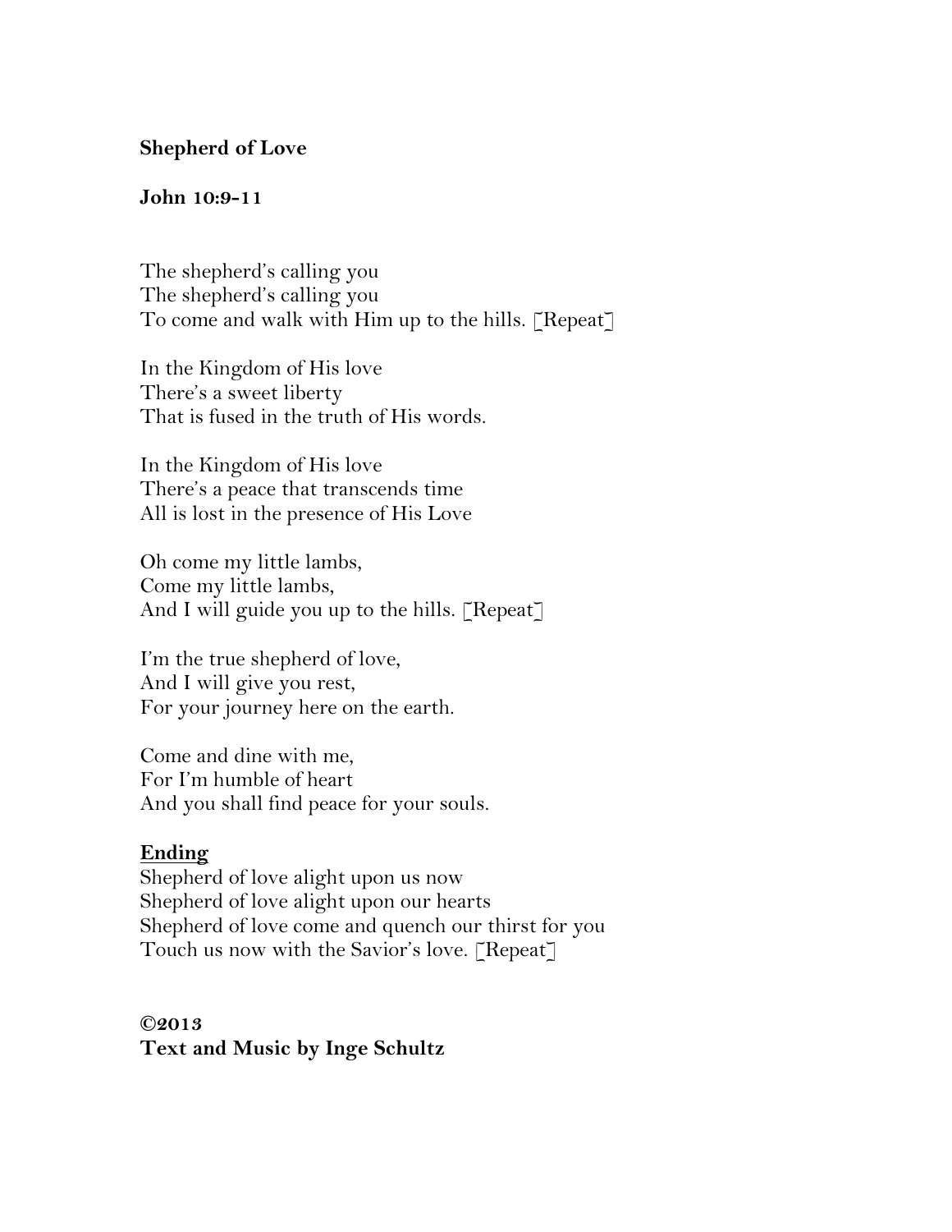**Shepherd of Love**

**John 10:9-11**

The shepherd's calling you
The shepherd's calling you
To come and walk with Him up to the hills. [Repeat]

In the Kingdom of His love
There's a sweet liberty
That is fused in the truth of His words.

In the Kingdom of His love
There's a peace that transcends time
All is lost in the presence of His Love

Oh come my little lambs,
Come my little lambs,
And I will guide you up to the hills. [Repeat]

I'm the true shepherd of love,
And I will give you rest,
For your journey here on the earth.

Come and dine with me,
For I'm humble of heart
And you shall find peace for your souls.

**Ending**
Shepherd of love alight upon us now
Shepherd of love alight upon our hearts
Shepherd of love come and quench our thirst for you
Touch us now with the Savior's love. [Repeat]

**©2013**
**Text and Music by Inge Schultz**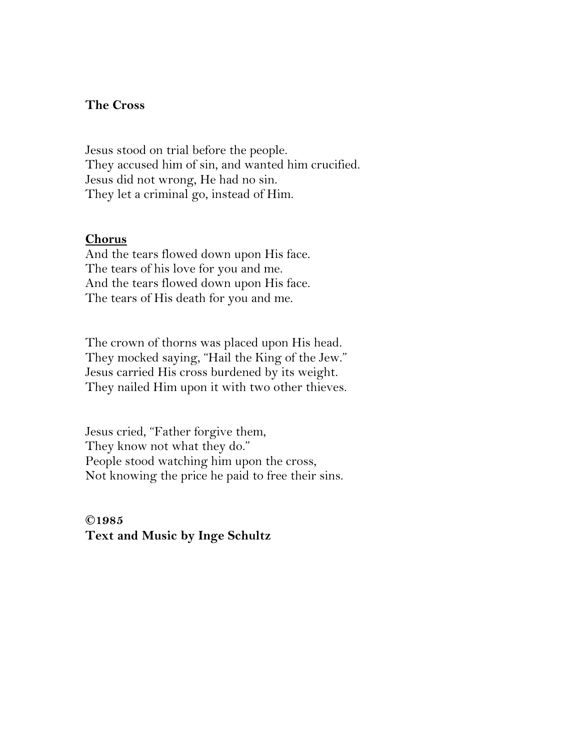**The Cross**

Jesus stood on trial before the people.
They accused him of sin, and wanted him crucified.
Jesus did not wrong, He had no sin.
They let a criminal go, instead of Him.

**<u>Chorus</u>**
And the tears flowed down upon His face.
The tears of his love for you and me.
And the tears flowed down upon His face.
The tears of His death for you and me.

The crown of thorns was placed upon His head.
They mocked saying, "Hail the King of the Jew."
Jesus carried His cross burdened by its weight.
They nailed Him upon it with two other thieves.

Jesus cried, "Father forgive them,
They know not what they do."
People stood watching him upon the cross,
Not knowing the price he paid to free their sins.

**©1985**
**Text and Music by Inge Schultz**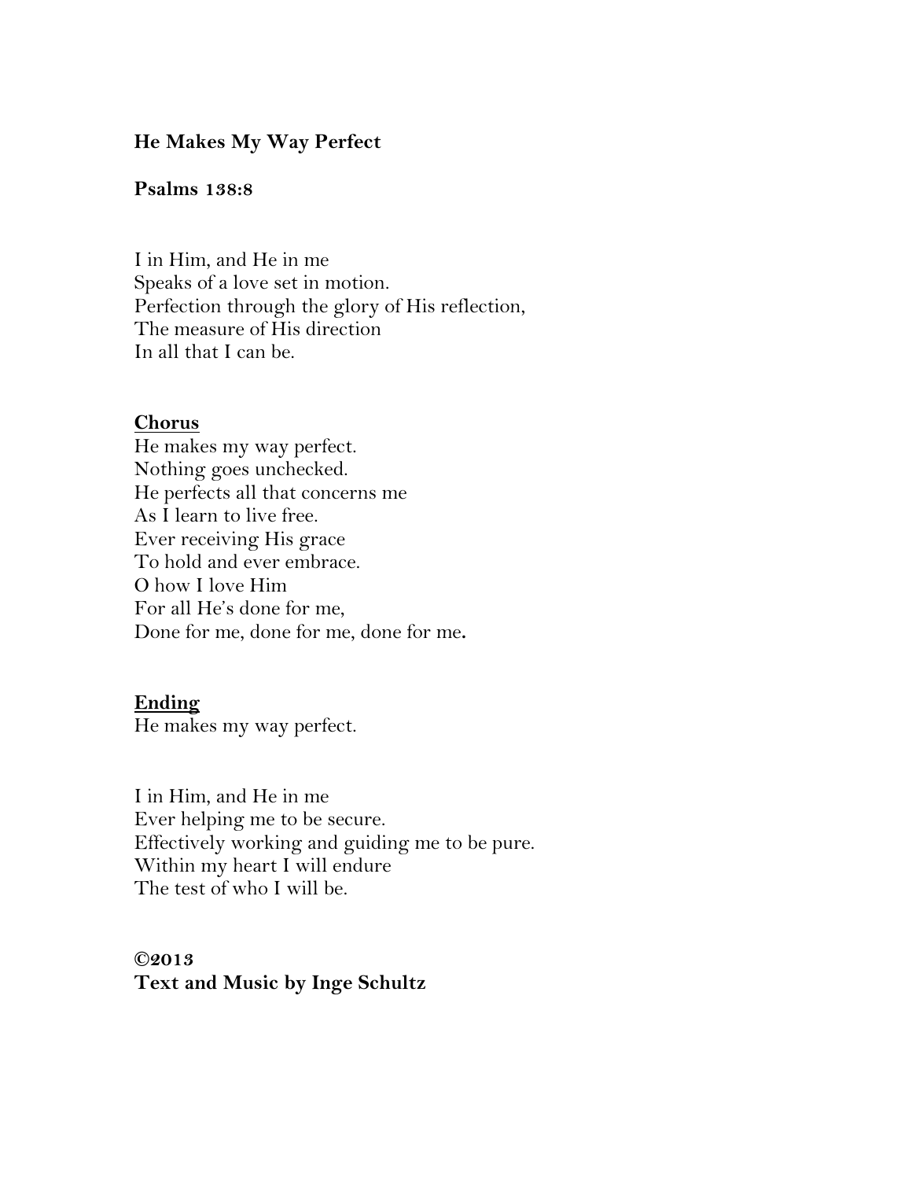**He Makes My Way Perfect**

**Psalms 138:8**

I in Him, and He in me
Speaks of a love set in motion.
Perfection through the glory of His reflection,
The measure of His direction
In all that I can be.

**Chorus**
He makes my way perfect.
Nothing goes unchecked.
He perfects all that concerns me
As I learn to live free.
Ever receiving His grace
To hold and ever embrace.
O how I love Him
For all He's done for me,
Done for me, done for me, done for me**.**

**Ending**
He makes my way perfect.

I in Him, and He in me
Ever helping me to be secure.
Effectively working and guiding me to be pure.
Within my heart I will endure
The test of who I will be.

**©2013**
**Text and Music by Inge Schultz**